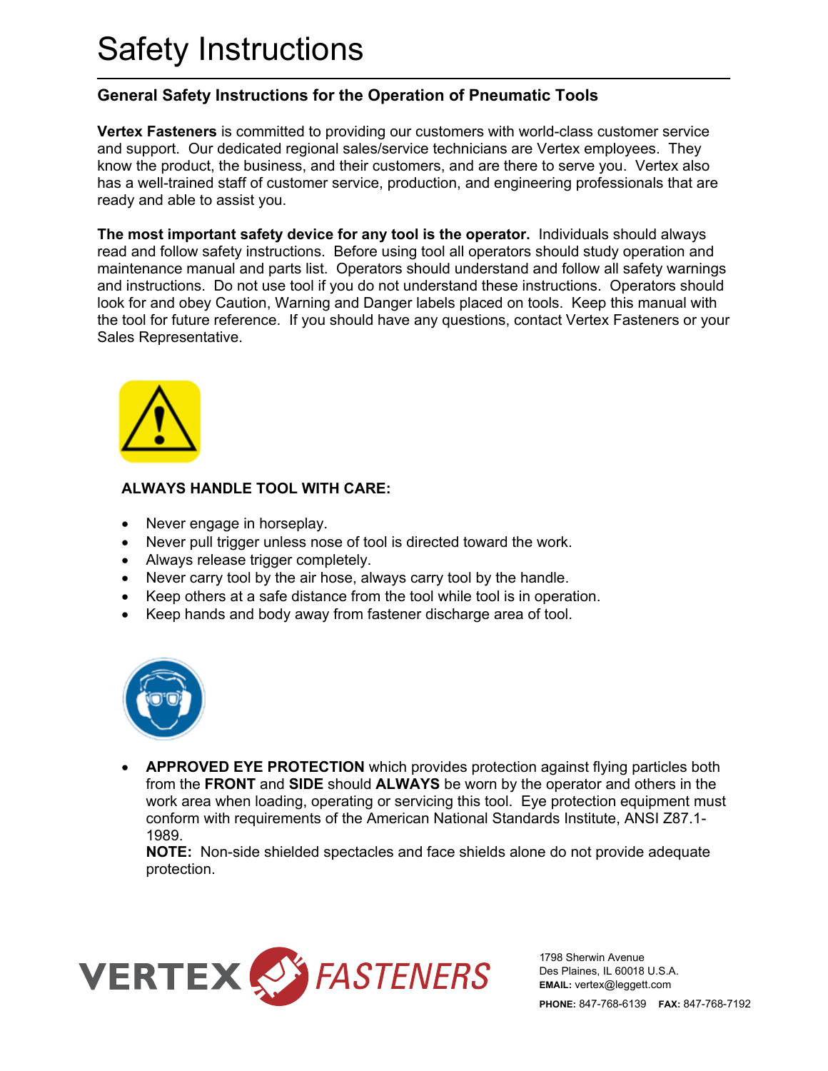# Safety Instructions

## General Safety Instructions for the Operation of Pneumatic Tools

**Vertex Fasteners** is committed to providing our customers with world-class customer service and support. Our dedicated regional sales/service technicians are Vertex employees. They know the product, the business, and their customers, and are there to serve you. Vertex also has a well-trained staff of customer service, production, and engineering professionals that are ready and able to assist you.

**The most important safety device for any tool is the operator.** Individuals should always read and follow safety instructions. Before using tool all operators should study operation and maintenance manual and parts list. Operators should understand and follow all safety warnings and instructions. Do not use tool if you do not understand these instructions. Operators should look for and obey Caution, Warning and Danger labels placed on tools. Keep this manual with the tool for future reference. If you should have any questions, contact Vertex Fasteners or your Sales Representative.

**ALWAYS HANDLE TOOL WITH CARE:**

- Never engage in horseplay.
- Never pull trigger unless nose of tool is directed toward the work.
- Always release trigger completely.
- Never carry tool by the air hose, always carry tool by the handle.
- Keep others at a safe distance from the tool while tool is in operation.
- Keep hands and body away from fastener discharge area of tool.

- **APPROVED EYE PROTECTION** which provides protection against flying particles both from the **FRONT** and **SIDE** should **ALWAYS** be worn by the operator and others in the work area when loading, operating or servicing this tool. Eye protection equipment must conform with requirements of the American National Standards Institute, ANSI Z87.1-1989.
  **NOTE:** Non-side shielded spectacles and face shields alone do not provide adequate protection.

VERTEX FASTENERS

1798 Sherwin Avenue
Des Plaines, IL 60018 U.S.A.
**EMAIL:** vertex@leggett.com
**PHONE:** 847-768-6139 **FAX:** 847-768-7192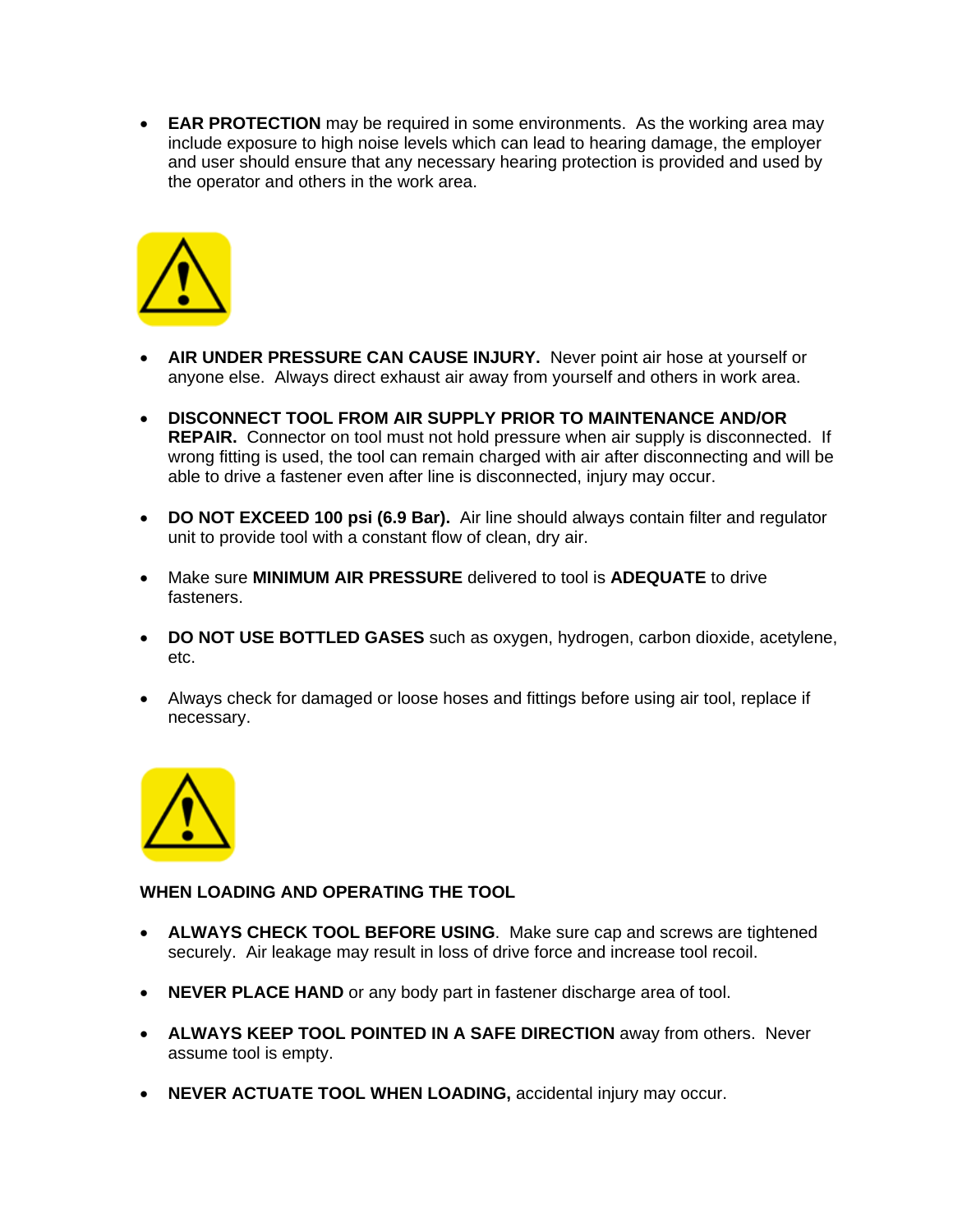- **EAR PROTECTION** may be required in some environments. As the working area may include exposure to high noise levels which can lead to hearing damage, the employer and user should ensure that any necessary hearing protection is provided and used by the operator and others in the work area.

- **AIR UNDER PRESSURE CAN CAUSE INJURY.** Never point air hose at yourself or anyone else. Always direct exhaust air away from yourself and others in work area.

- **DISCONNECT TOOL FROM AIR SUPPLY PRIOR TO MAINTENANCE AND/OR REPAIR.** Connector on tool must not hold pressure when air supply is disconnected. If wrong fitting is used, the tool can remain charged with air after disconnecting and will be able to drive a fastener even after line is disconnected, injury may occur.

- **DO NOT EXCEED 100 psi (6.9 Bar).** Air line should always contain filter and regulator unit to provide tool with a constant flow of clean, dry air.

- Make sure **MINIMUM AIR PRESSURE** delivered to tool is **ADEQUATE** to drive fasteners.

- **DO NOT USE BOTTLED GASES** such as oxygen, hydrogen, carbon dioxide, acetylene, etc.

- Always check for damaged or loose hoses and fittings before using air tool, replace if necessary.

**WHEN LOADING AND OPERATING THE TOOL**

- **ALWAYS CHECK TOOL BEFORE USING**. Make sure cap and screws are tightened securely. Air leakage may result in loss of drive force and increase tool recoil.

- **NEVER PLACE HAND** or any body part in fastener discharge area of tool.

- **ALWAYS KEEP TOOL POINTED IN A SAFE DIRECTION** away from others. Never assume tool is empty.

- **NEVER ACTUATE TOOL WHEN LOADING,** accidental injury may occur.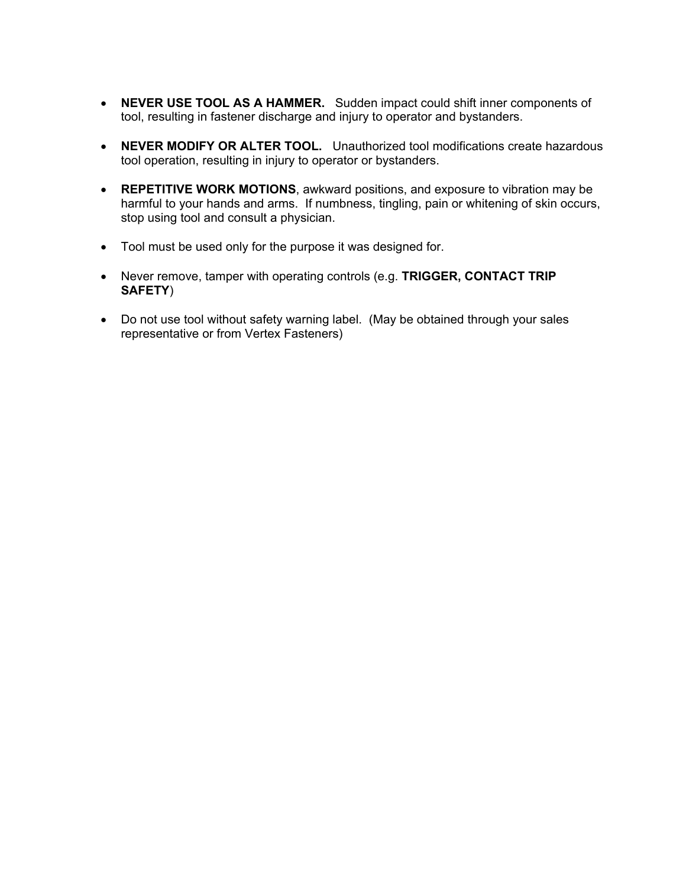- **NEVER USE TOOL AS A HAMMER.** Sudden impact could shift inner components of tool, resulting in fastener discharge and injury to operator and bystanders.

- **NEVER MODIFY OR ALTER TOOL.** Unauthorized tool modifications create hazardous tool operation, resulting in injury to operator or bystanders.

- **REPETITIVE WORK MOTIONS**, awkward positions, and exposure to vibration may be harmful to your hands and arms. If numbness, tingling, pain or whitening of skin occurs, stop using tool and consult a physician.

- Tool must be used only for the purpose it was designed for.

- Never remove, tamper with operating controls (e.g. **TRIGGER, CONTACT TRIP SAFETY**)

- Do not use tool without safety warning label. (May be obtained through your sales representative or from Vertex Fasteners)